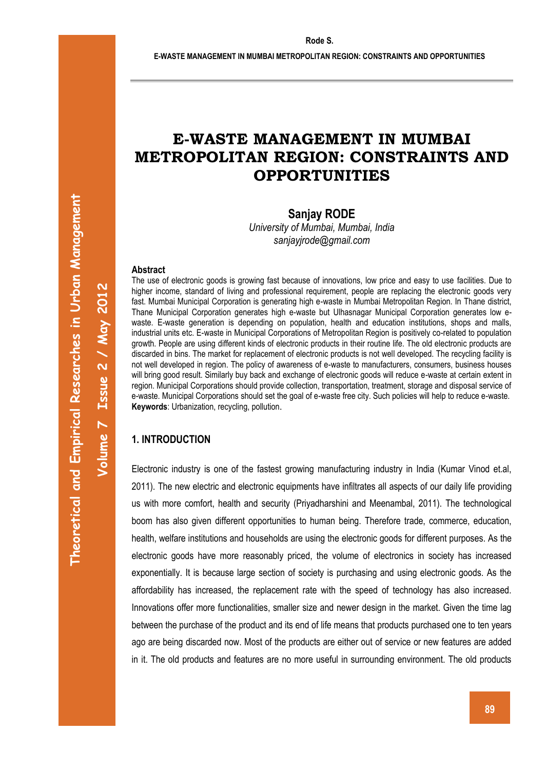# E-WASTE MANAGEMENT IN MUMBAI METROPOLITAN REGION: CONSTRAINTS AND OPPORTUNITIES

**Sanjay RODE**

*University of Mumbai, Mumbai, India*
*sanjayjrode@gmail.com*

**Abstract**

The use of electronic goods is growing fast because of innovations, low price and easy to use facilities. Due to higher income, standard of living and professional requirement, people are replacing the electronic goods very fast. Mumbai Municipal Corporation is generating high e-waste in Mumbai Metropolitan Region. In Thane district, Thane Municipal Corporation generates high e-waste but Ulhasnagar Municipal Corporation generates low e-waste. E-waste generation is depending on population, health and education institutions, shops and malls, industrial units etc. E-waste in Municipal Corporations of Metropolitan Region is positively co-related to population growth. People are using different kinds of electronic products in their routine life. The old electronic products are discarded in bins. The market for replacement of electronic products is not well developed. The recycling facility is not well developed in region. The policy of awareness of e-waste to manufacturers, consumers, business houses will bring good result. Similarly buy back and exchange of electronic goods will reduce e-waste at certain extent in region. Municipal Corporations should provide collection, transportation, treatment, storage and disposal service of e-waste. Municipal Corporations should set the goal of e-waste free city. Such policies will help to reduce e-waste.

**Keywords**: Urbanization, recycling, pollution.

## 1. INTRODUCTION

Electronic industry is one of the fastest growing manufacturing industry in India (Kumar Vinod et.al, 2011). The new electric and electronic equipments have infiltrates all aspects of our daily life providing us with more comfort, health and security (Priyadharshini and Meenambal, 2011). The technological boom has also given different opportunities to human being. Therefore trade, commerce, education, health, welfare institutions and households are using the electronic goods for different purposes. As the electronic goods have more reasonably priced, the volume of electronics in society has increased exponentially. It is because large section of society is purchasing and using electronic goods. As the affordability has increased, the replacement rate with the speed of technology has also increased. Innovations offer more functionalities, smaller size and newer design in the market. Given the time lag between the purchase of the product and its end of life means that products purchased one to ten years ago are being discarded now. Most of the products are either out of service or new features are added in it. The old products and features are no more useful in surrounding environment. The old products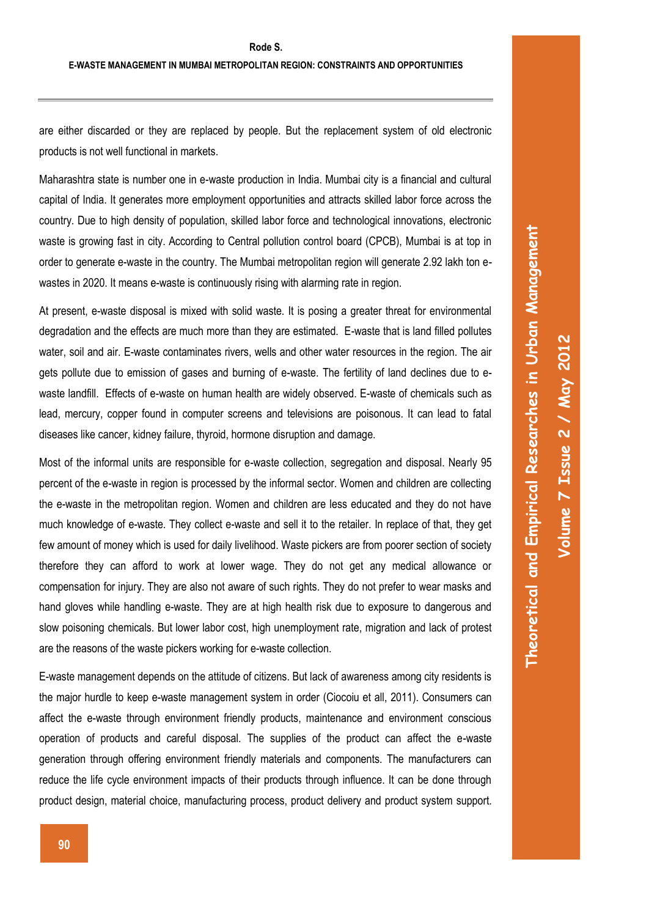are either discarded or they are replaced by people. But the replacement system of old electronic products is not well functional in markets.

Maharashtra state is number one in e-waste production in India. Mumbai city is a financial and cultural capital of India. It generates more employment opportunities and attracts skilled labor force across the country. Due to high density of population, skilled labor force and technological innovations, electronic waste is growing fast in city. According to Central pollution control board (CPCB), Mumbai is at top in order to generate e-waste in the country. The Mumbai metropolitan region will generate 2.92 lakh ton e-wastes in 2020. It means e-waste is continuously rising with alarming rate in region.

At present, e-waste disposal is mixed with solid waste. It is posing a greater threat for environmental degradation and the effects are much more than they are estimated. E-waste that is land filled pollutes water, soil and air. E-waste contaminates rivers, wells and other water resources in the region. The air gets pollute due to emission of gases and burning of e-waste. The fertility of land declines due to e-waste landfill. Effects of e-waste on human health are widely observed. E-waste of chemicals such as lead, mercury, copper found in computer screens and televisions are poisonous. It can lead to fatal diseases like cancer, kidney failure, thyroid, hormone disruption and damage.

Most of the informal units are responsible for e-waste collection, segregation and disposal. Nearly 95 percent of the e-waste in region is processed by the informal sector. Women and children are collecting the e-waste in the metropolitan region. Women and children are less educated and they do not have much knowledge of e-waste. They collect e-waste and sell it to the retailer. In replace of that, they get few amount of money which is used for daily livelihood. Waste pickers are from poorer section of society therefore they can afford to work at lower wage. They do not get any medical allowance or compensation for injury. They are also not aware of such rights. They do not prefer to wear masks and hand gloves while handling e-waste. They are at high health risk due to exposure to dangerous and slow poisoning chemicals. But lower labor cost, high unemployment rate, migration and lack of protest are the reasons of the waste pickers working for e-waste collection.

E-waste management depends on the attitude of citizens. But lack of awareness among city residents is the major hurdle to keep e-waste management system in order (Ciocoiu et all, 2011). Consumers can affect the e-waste through environment friendly products, maintenance and environment conscious operation of products and careful disposal. The supplies of the product can affect the e-waste generation through offering environment friendly materials and components. The manufacturers can reduce the life cycle environment impacts of their products through influence. It can be done through product design, material choice, manufacturing process, product delivery and product system support.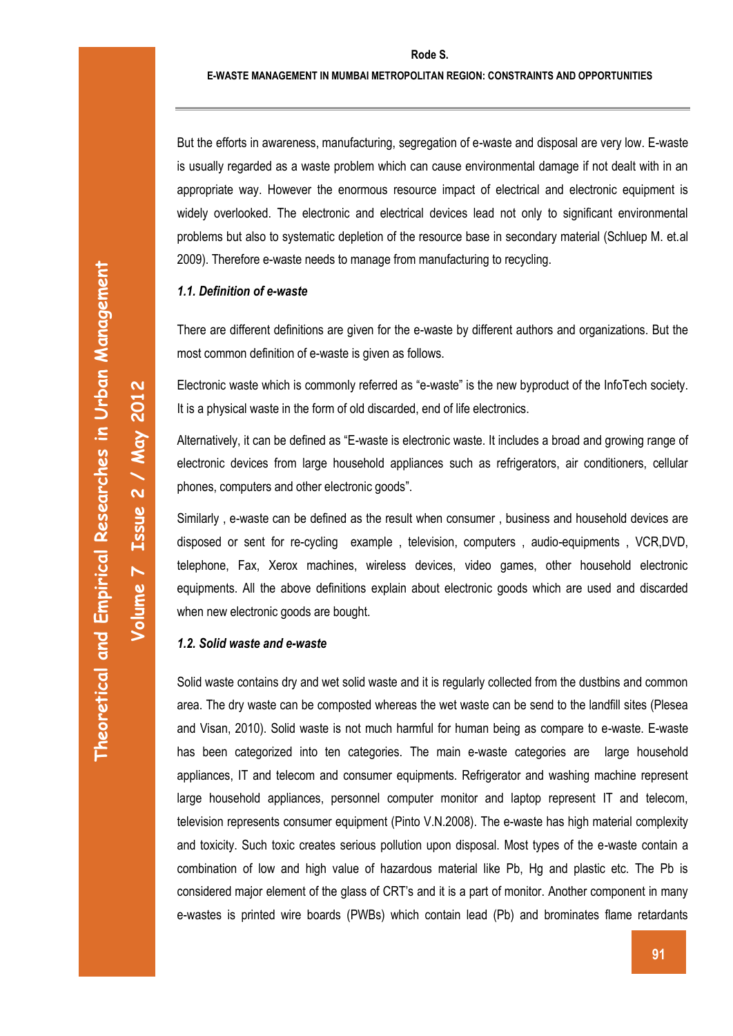But the efforts in awareness, manufacturing, segregation of e-waste and disposal are very low. E-waste is usually regarded as a waste problem which can cause environmental damage if not dealt with in an appropriate way. However the enormous resource impact of electrical and electronic equipment is widely overlooked. The electronic and electrical devices lead not only to significant environmental problems but also to systematic depletion of the resource base in secondary material (Schluep M. et.al 2009). Therefore e-waste needs to manage from manufacturing to recycling.

### *1.1. Definition of e-waste*

There are different definitions are given for the e-waste by different authors and organizations. But the most common definition of e-waste is given as follows.

Electronic waste which is commonly referred as "e-waste" is the new byproduct of the InfoTech society. It is a physical waste in the form of old discarded, end of life electronics.

Alternatively, it can be defined as "E-waste is electronic waste. It includes a broad and growing range of electronic devices from large household appliances such as refrigerators, air conditioners, cellular phones, computers and other electronic goods".

Similarly , e-waste can be defined as the result when consumer , business and household devices are disposed or sent for re-cycling example , television, computers , audio-equipments , VCR,DVD, telephone, Fax, Xerox machines, wireless devices, video games, other household electronic equipments. All the above definitions explain about electronic goods which are used and discarded when new electronic goods are bought.

### *1.2. Solid waste and e-waste*

Solid waste contains dry and wet solid waste and it is regularly collected from the dustbins and common area. The dry waste can be composted whereas the wet waste can be send to the landfill sites (Plesea and Visan, 2010). Solid waste is not much harmful for human being as compare to e-waste. E-waste has been categorized into ten categories. The main e-waste categories are large household appliances, IT and telecom and consumer equipments. Refrigerator and washing machine represent large household appliances, personnel computer monitor and laptop represent IT and telecom, television represents consumer equipment (Pinto V.N.2008). The e-waste has high material complexity and toxicity. Such toxic creates serious pollution upon disposal. Most types of the e-waste contain a combination of low and high value of hazardous material like Pb, Hg and plastic etc. The Pb is considered major element of the glass of CRT's and it is a part of monitor. Another component in many e-wastes is printed wire boards (PWBs) which contain lead (Pb) and brominates flame retardants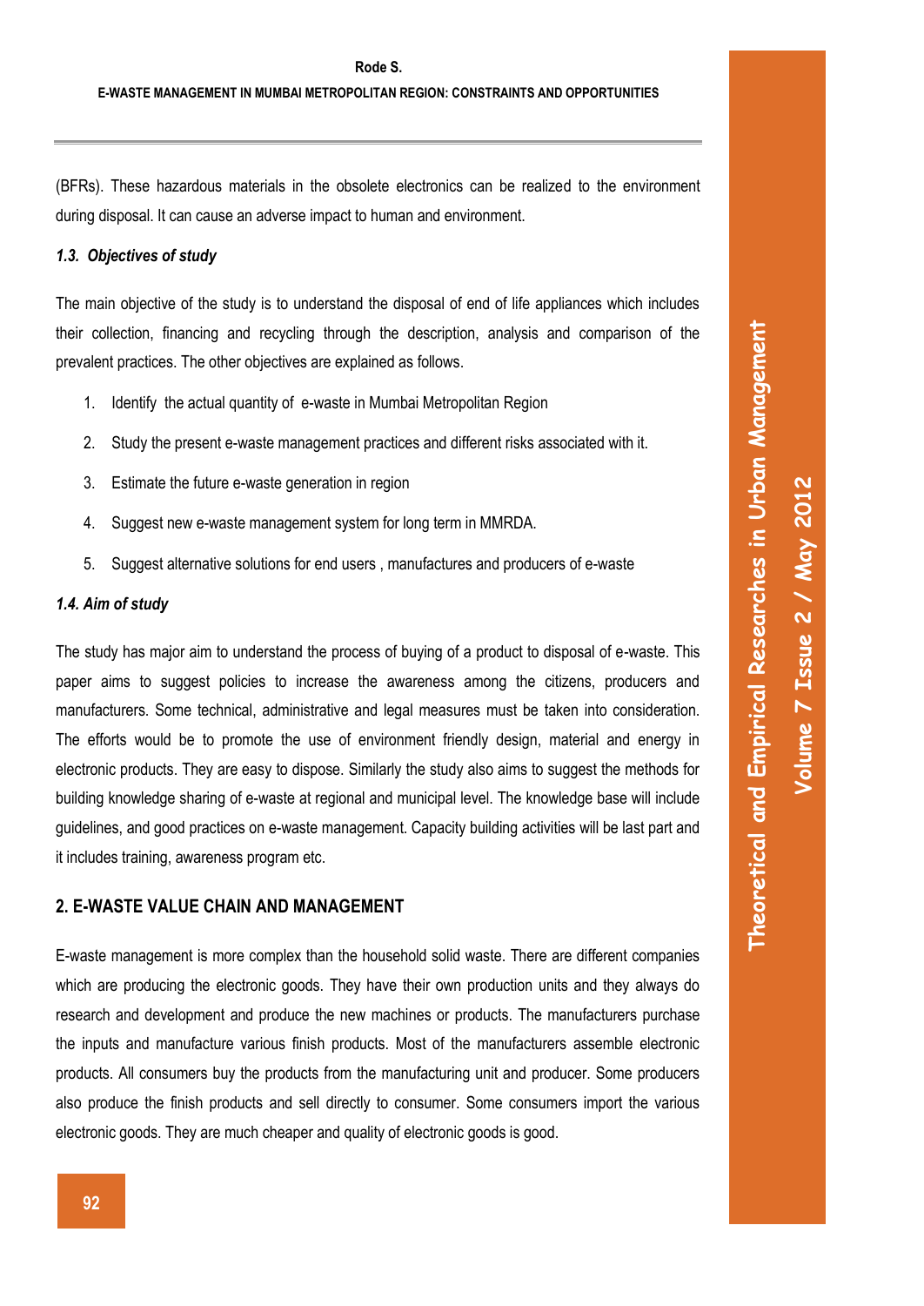(BFRs). These hazardous materials in the obsolete electronics can be realized to the environment during disposal. It can cause an adverse impact to human and environment.

### *1.3. Objectives of study*

The main objective of the study is to understand the disposal of end of life appliances which includes their collection, financing and recycling through the description, analysis and comparison of the prevalent practices. The other objectives are explained as follows.

1. Identify the actual quantity of e-waste in Mumbai Metropolitan Region
2. Study the present e-waste management practices and different risks associated with it.
3. Estimate the future e-waste generation in region
4. Suggest new e-waste management system for long term in MMRDA.
5. Suggest alternative solutions for end users , manufactures and producers of e-waste

### *1.4. Aim of study*

The study has major aim to understand the process of buying of a product to disposal of e-waste. This paper aims to suggest policies to increase the awareness among the citizens, producers and manufacturers. Some technical, administrative and legal measures must be taken into consideration. The efforts would be to promote the use of environment friendly design, material and energy in electronic products. They are easy to dispose. Similarly the study also aims to suggest the methods for building knowledge sharing of e-waste at regional and municipal level. The knowledge base will include guidelines, and good practices on e-waste management. Capacity building activities will be last part and it includes training, awareness program etc.

## 2. E-WASTE VALUE CHAIN AND MANAGEMENT

E-waste management is more complex than the household solid waste. There are different companies which are producing the electronic goods. They have their own production units and they always do research and development and produce the new machines or products. The manufacturers purchase the inputs and manufacture various finish products. Most of the manufacturers assemble electronic products. All consumers buy the products from the manufacturing unit and producer. Some producers also produce the finish products and sell directly to consumer. Some consumers import the various electronic goods. They are much cheaper and quality of electronic goods is good.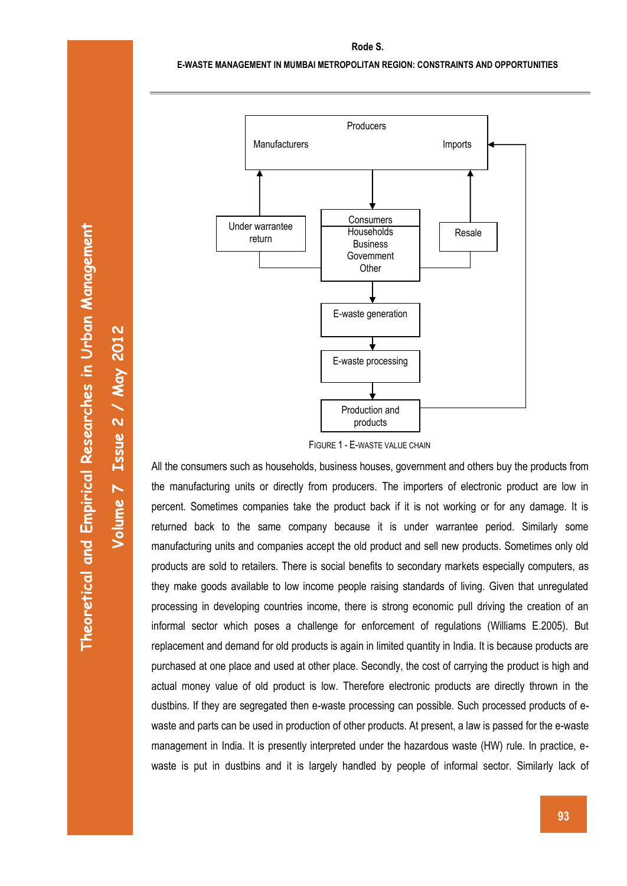Producers

Manufacturers | Imports

Under warrantee return | Consumers: Households, Business, Government, Other | Resale

E-waste generation

E-waste processing

Production and products

FIGURE 1 - E-WASTE VALUE CHAIN

All the consumers such as households, business houses, government and others buy the products from the manufacturing units or directly from producers. The importers of electronic product are low in percent. Sometimes companies take the product back if it is not working or for any damage. It is returned back to the same company because it is under warrantee period. Similarly some manufacturing units and companies accept the old product and sell new products. Sometimes only old products are sold to retailers. There is social benefits to secondary markets especially computers, as they make goods available to low income people raising standards of living. Given that unregulated processing in developing countries income, there is strong economic pull driving the creation of an informal sector which poses a challenge for enforcement of regulations (Williams E.2005). But replacement and demand for old products is again in limited quantity in India. It is because products are purchased at one place and used at other place. Secondly, the cost of carrying the product is high and actual money value of old product is low. Therefore electronic products are directly thrown in the dustbins. If they are segregated then e-waste processing can possible. Such processed products of e-waste and parts can be used in production of other products. At present, a law is passed for the e-waste management in India. It is presently interpreted under the hazardous waste (HW) rule. In practice, e-waste is put in dustbins and it is largely handled by people of informal sector. Similarly lack of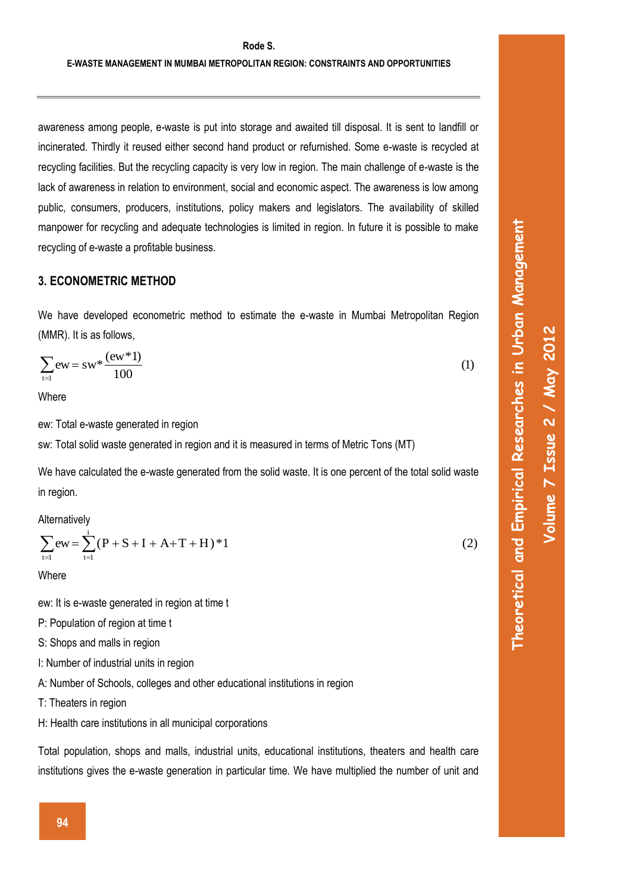awareness among people, e-waste is put into storage and awaited till disposal. It is sent to landfill or incinerated. Thirdly it reused either second hand product or refurnished. Some e-waste is recycled at recycling facilities. But the recycling capacity is very low in region. The main challenge of e-waste is the lack of awareness in relation to environment, social and economic aspect. The awareness is low among public, consumers, producers, institutions, policy makers and legislators. The availability of skilled manpower for recycling and adequate technologies is limited in region. In future it is possible to make recycling of e-waste a profitable business.

## 3. ECONOMETRIC METHOD

We have developed econometric method to estimate the e-waste in Mumbai Metropolitan Region (MMR). It is as follows,

$$\sum_{t=1} ew = sw * \frac{(ew*1)}{100} \tag{1}$$

Where

ew: Total e-waste generated in region

sw: Total solid waste generated in region and it is measured in terms of Metric Tons (MT)

We have calculated the e-waste generated from the solid waste. It is one percent of the total solid waste in region.

Alternatively

$$\sum_{t=1} ew = \sum_{t=1}^{i} (P + S + I + A + T + H) * 1 \tag{2}$$

Where

ew: It is e-waste generated in region at time t

P: Population of region at time t

S: Shops and malls in region

I: Number of industrial units in region

A: Number of Schools, colleges and other educational institutions in region

T: Theaters in region

H: Health care institutions in all municipal corporations

Total population, shops and malls, industrial units, educational institutions, theaters and health care institutions gives the e-waste generation in particular time. We have multiplied the number of unit and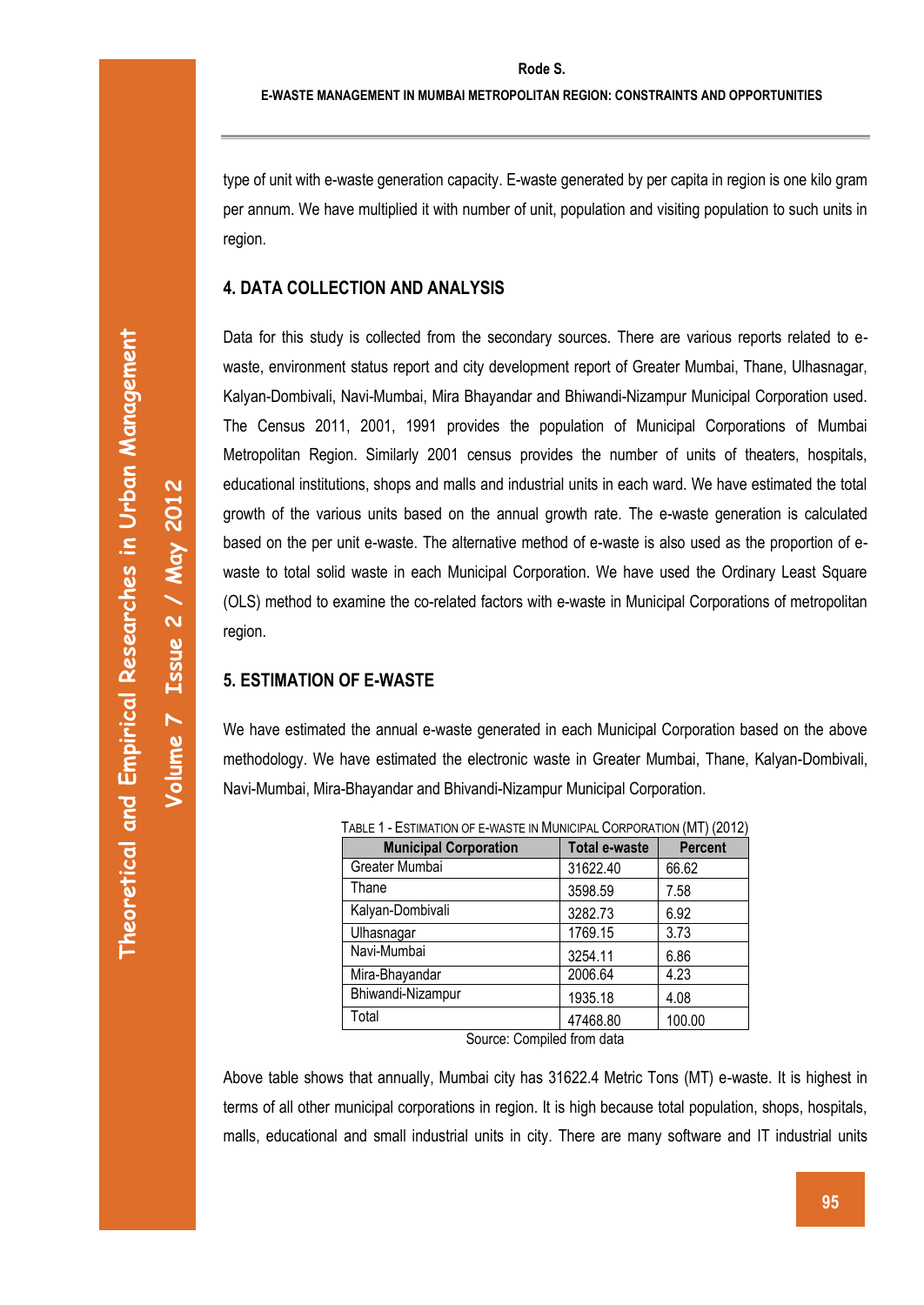type of unit with e-waste generation capacity. E-waste generated by per capita in region is one kilo gram per annum. We have multiplied it with number of unit, population and visiting population to such units in region.

## 4. DATA COLLECTION AND ANALYSIS

Data for this study is collected from the secondary sources. There are various reports related to e-waste, environment status report and city development report of Greater Mumbai, Thane, Ulhasnagar, Kalyan-Dombivali, Navi-Mumbai, Mira Bhayandar and Bhiwandi-Nizampur Municipal Corporation used. The Census 2011, 2001, 1991 provides the population of Municipal Corporations of Mumbai Metropolitan Region. Similarly 2001 census provides the number of units of theaters, hospitals, educational institutions, shops and malls and industrial units in each ward. We have estimated the total growth of the various units based on the annual growth rate. The e-waste generation is calculated based on the per unit e-waste. The alternative method of e-waste is also used as the proportion of e-waste to total solid waste in each Municipal Corporation. We have used the Ordinary Least Square (OLS) method to examine the co-related factors with e-waste in Municipal Corporations of metropolitan region.

## 5. ESTIMATION OF E-WASTE

We have estimated the annual e-waste generated in each Municipal Corporation based on the above methodology. We have estimated the electronic waste in Greater Mumbai, Thane, Kalyan-Dombivali, Navi-Mumbai, Mira-Bhayandar and Bhivandi-Nizampur Municipal Corporation.

TABLE 1 - ESTIMATION OF E-WASTE IN MUNICIPAL CORPORATION (MT) (2012)

| Municipal Corporation | Total e-waste | Percent |
|---|---|---|
| Greater Mumbai | 31622.40 | 66.62 |
| Thane | 3598.59 | 7.58 |
| Kalyan-Dombivali | 3282.73 | 6.92 |
| Ulhasnagar | 1769.15 | 3.73 |
| Navi-Mumbai | 3254.11 | 6.86 |
| Mira-Bhayandar | 2006.64 | 4.23 |
| Bhiwandi-Nizampur | 1935.18 | 4.08 |
| Total | 47468.80 | 100.00 |

Source: Compiled from data

Above table shows that annually, Mumbai city has 31622.4 Metric Tons (MT) e-waste. It is highest in terms of all other municipal corporations in region. It is high because total population, shops, hospitals, malls, educational and small industrial units in city. There are many software and IT industrial units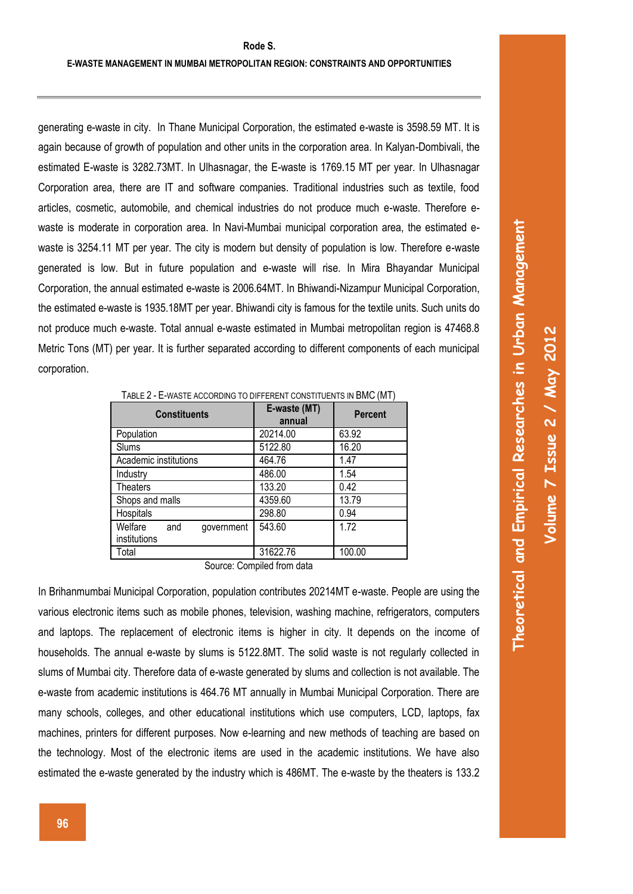generating e-waste in city. In Thane Municipal Corporation, the estimated e-waste is 3598.59 MT. It is again because of growth of population and other units in the corporation area. In Kalyan-Dombivali, the estimated E-waste is 3282.73MT. In Ulhasnagar, the E-waste is 1769.15 MT per year. In Ulhasnagar Corporation area, there are IT and software companies. Traditional industries such as textile, food articles, cosmetic, automobile, and chemical industries do not produce much e-waste. Therefore e-waste is moderate in corporation area. In Navi-Mumbai municipal corporation area, the estimated e-waste is 3254.11 MT per year. The city is modern but density of population is low. Therefore e-waste generated is low. But in future population and e-waste will rise. In Mira Bhayandar Municipal Corporation, the annual estimated e-waste is 2006.64MT. In Bhiwandi-Nizampur Municipal Corporation, the estimated e-waste is 1935.18MT per year. Bhiwandi city is famous for the textile units. Such units do not produce much e-waste. Total annual e-waste estimated in Mumbai metropolitan region is 47468.8 Metric Tons (MT) per year. It is further separated according to different components of each municipal corporation.

TABLE 2 - E-WASTE ACCORDING TO DIFFERENT CONSTITUENTS IN BMC (MT)

| Constituents | E-waste (MT) annual | Percent |
|---|---|---|
| Population | 20214.00 | 63.92 |
| Slums | 5122.80 | 16.20 |
| Academic institutions | 464.76 | 1.47 |
| Industry | 486.00 | 1.54 |
| Theaters | 133.20 | 0.42 |
| Shops and malls | 4359.60 | 13.79 |
| Hospitals | 298.80 | 0.94 |
| Welfare and government institutions | 543.60 | 1.72 |
| Total | 31622.76 | 100.00 |

Source: Compiled from data

In Brihanmumbai Municipal Corporation, population contributes 20214MT e-waste. People are using the various electronic items such as mobile phones, television, washing machine, refrigerators, computers and laptops. The replacement of electronic items is higher in city. It depends on the income of households. The annual e-waste by slums is 5122.8MT. The solid waste is not regularly collected in slums of Mumbai city. Therefore data of e-waste generated by slums and collection is not available. The e-waste from academic institutions is 464.76 MT annually in Mumbai Municipal Corporation. There are many schools, colleges, and other educational institutions which use computers, LCD, laptops, fax machines, printers for different purposes. Now e-learning and new methods of teaching are based on the technology. Most of the electronic items are used in the academic institutions. We have also estimated the e-waste generated by the industry which is 486MT. The e-waste by the theaters is 133.2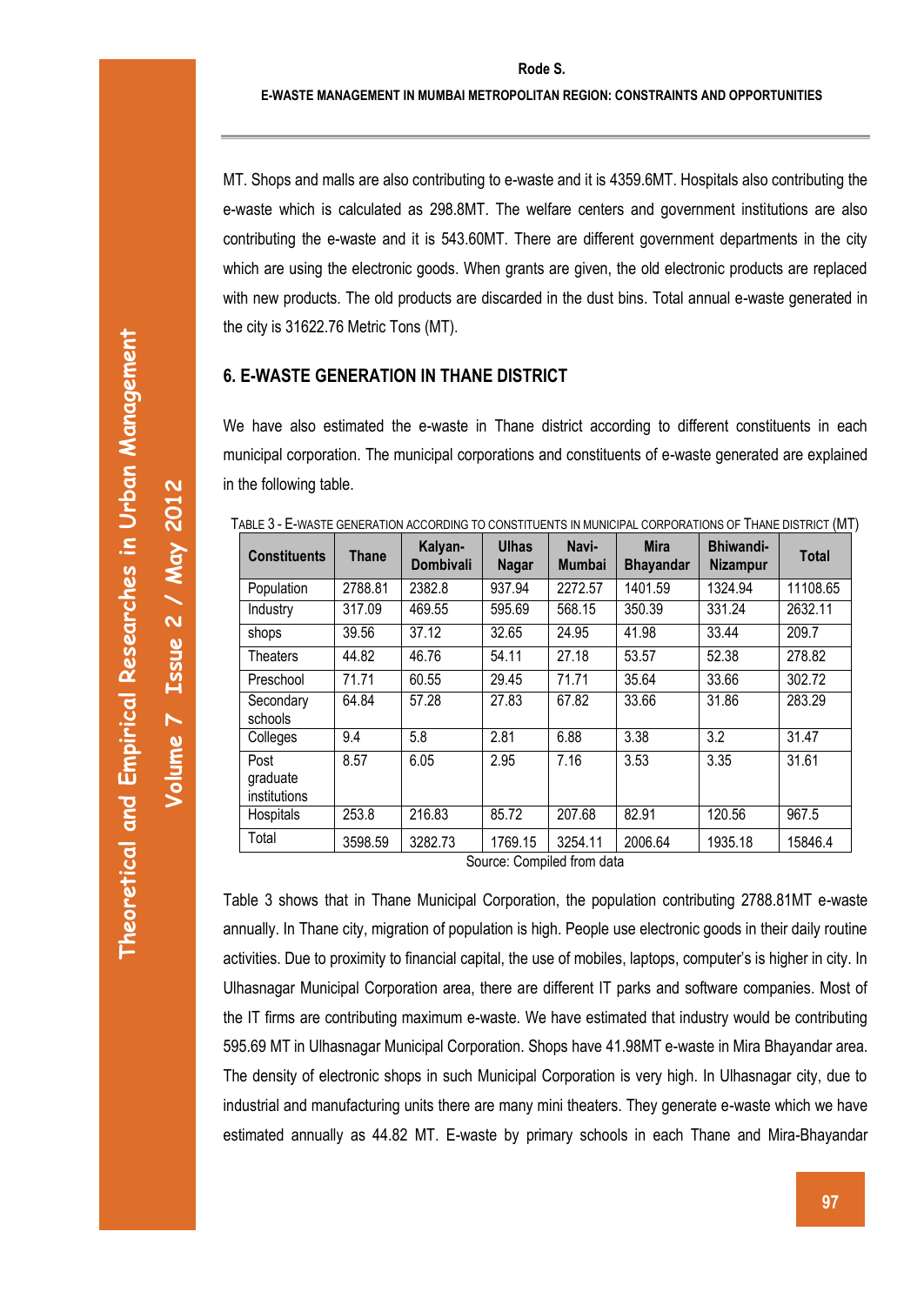MT. Shops and malls are also contributing to e-waste and it is 4359.6MT. Hospitals also contributing the e-waste which is calculated as 298.8MT. The welfare centers and government institutions are also contributing the e-waste and it is 543.60MT. There are different government departments in the city which are using the electronic goods. When grants are given, the old electronic products are replaced with new products. The old products are discarded in the dust bins. Total annual e-waste generated in the city is 31622.76 Metric Tons (MT).

## 6. E-WASTE GENERATION IN THANE DISTRICT

We have also estimated the e-waste in Thane district according to different constituents in each municipal corporation. The municipal corporations and constituents of e-waste generated are explained in the following table.

TABLE 3 - E-WASTE GENERATION ACCORDING TO CONSTITUENTS IN MUNICIPAL CORPORATIONS OF THANE DISTRICT (MT)

| Constituents | Thane | Kalyan-Dombivali | Ulhas Nagar | Navi-Mumbai | Mira Bhayandar | Bhiwandi-Nizampur | Total |
|---|---|---|---|---|---|---|---|
| Population | 2788.81 | 2382.8 | 937.94 | 2272.57 | 1401.59 | 1324.94 | 11108.65 |
| Industry | 317.09 | 469.55 | 595.69 | 568.15 | 350.39 | 331.24 | 2632.11 |
| shops | 39.56 | 37.12 | 32.65 | 24.95 | 41.98 | 33.44 | 209.7 |
| Theaters | 44.82 | 46.76 | 54.11 | 27.18 | 53.57 | 52.38 | 278.82 |
| Preschool | 71.71 | 60.55 | 29.45 | 71.71 | 35.64 | 33.66 | 302.72 |
| Secondary schools | 64.84 | 57.28 | 27.83 | 67.82 | 33.66 | 31.86 | 283.29 |
| Colleges | 9.4 | 5.8 | 2.81 | 6.88 | 3.38 | 3.2 | 31.47 |
| Post graduate institutions | 8.57 | 6.05 | 2.95 | 7.16 | 3.53 | 3.35 | 31.61 |
| Hospitals | 253.8 | 216.83 | 85.72 | 207.68 | 82.91 | 120.56 | 967.5 |
| Total | 3598.59 | 3282.73 | 1769.15 | 3254.11 | 2006.64 | 1935.18 | 15846.4 |

Source: Compiled from data

Table 3 shows that in Thane Municipal Corporation, the population contributing 2788.81MT e-waste annually. In Thane city, migration of population is high. People use electronic goods in their daily routine activities. Due to proximity to financial capital, the use of mobiles, laptops, computer's is higher in city. In Ulhasnagar Municipal Corporation area, there are different IT parks and software companies. Most of the IT firms are contributing maximum e-waste. We have estimated that industry would be contributing 595.69 MT in Ulhasnagar Municipal Corporation. Shops have 41.98MT e-waste in Mira Bhayandar area. The density of electronic shops in such Municipal Corporation is very high. In Ulhasnagar city, due to industrial and manufacturing units there are many mini theaters. They generate e-waste which we have estimated annually as 44.82 MT. E-waste by primary schools in each Thane and Mira-Bhayandar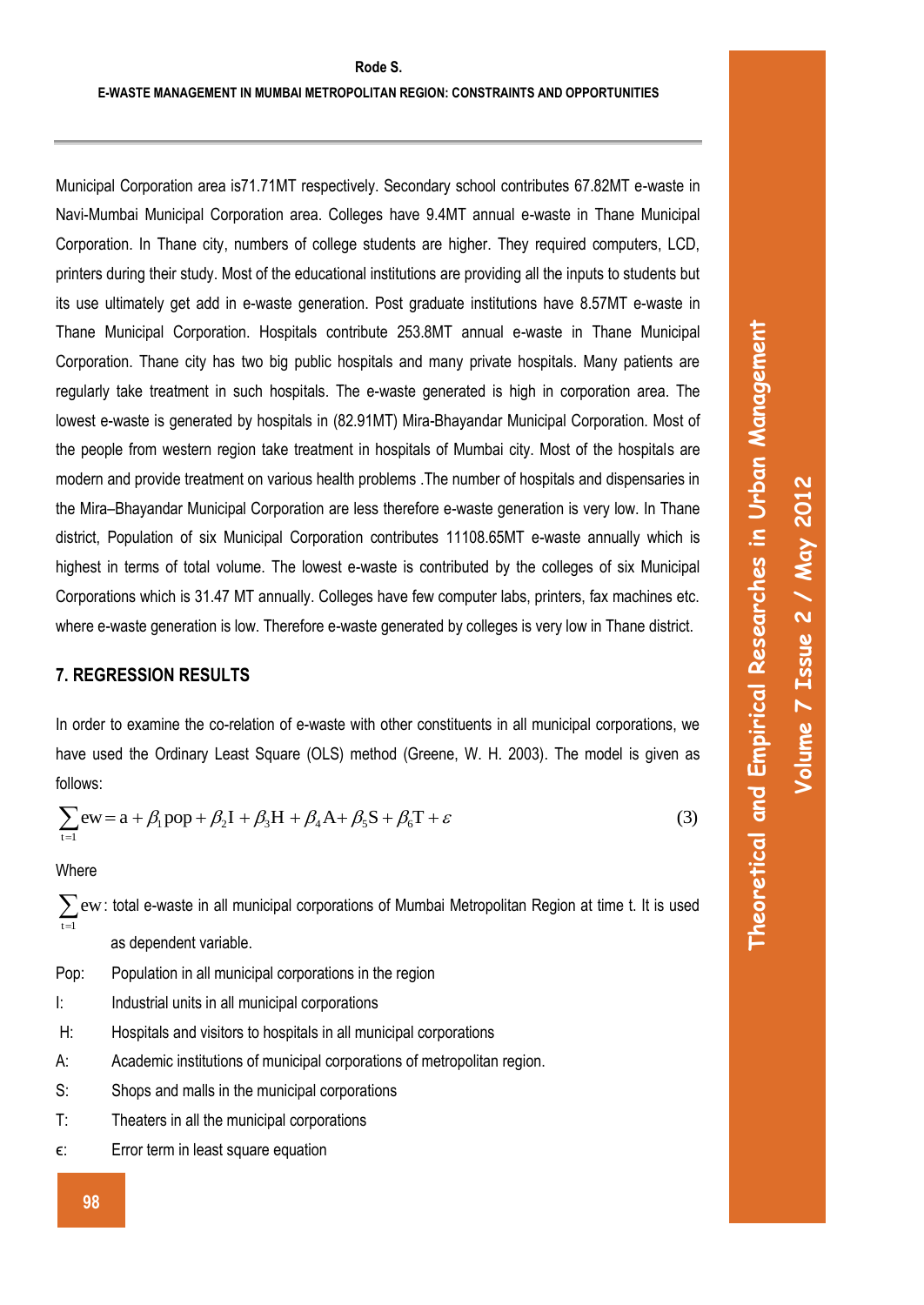Municipal Corporation area is71.71MT respectively. Secondary school contributes 67.82MT e-waste in Navi-Mumbai Municipal Corporation area. Colleges have 9.4MT annual e-waste in Thane Municipal Corporation. In Thane city, numbers of college students are higher. They required computers, LCD, printers during their study. Most of the educational institutions are providing all the inputs to students but its use ultimately get add in e-waste generation. Post graduate institutions have 8.57MT e-waste in Thane Municipal Corporation. Hospitals contribute 253.8MT annual e-waste in Thane Municipal Corporation. Thane city has two big public hospitals and many private hospitals. Many patients are regularly take treatment in such hospitals. The e-waste generated is high in corporation area. The lowest e-waste is generated by hospitals in (82.91MT) Mira-Bhayandar Municipal Corporation. Most of the people from western region take treatment in hospitals of Mumbai city. Most of the hospitals are modern and provide treatment on various health problems .The number of hospitals and dispensaries in the Mira–Bhayandar Municipal Corporation are less therefore e-waste generation is very low. In Thane district, Population of six Municipal Corporation contributes 11108.65MT e-waste annually which is highest in terms of total volume. The lowest e-waste is contributed by the colleges of six Municipal Corporations which is 31.47 MT annually. Colleges have few computer labs, printers, fax machines etc. where e-waste generation is low. Therefore e-waste generated by colleges is very low in Thane district.

## 7. REGRESSION RESULTS

In order to examine the co-relation of e-waste with other constituents in all municipal corporations, we have used the Ordinary Least Square (OLS) method (Greene, W. H. 2003). The model is given as follows:

$$\sum_{t=1} ew = a + \beta_1 pop + \beta_2 I + \beta_3 H + \beta_4 A + \beta_5 S + \beta_6 T + \varepsilon \tag{3}$$

Where

$\sum_{t=1} ew$: total e-waste in all municipal corporations of Mumbai Metropolitan Region at time t. It is used as dependent variable.

Pop: Population in all municipal corporations in the region

I: Industrial units in all municipal corporations

H: Hospitals and visitors to hospitals in all municipal corporations

A: Academic institutions of municipal corporations of metropolitan region.

S: Shops and malls in the municipal corporations

T: Theaters in all the municipal corporations

$\epsilon$: Error term in least square equation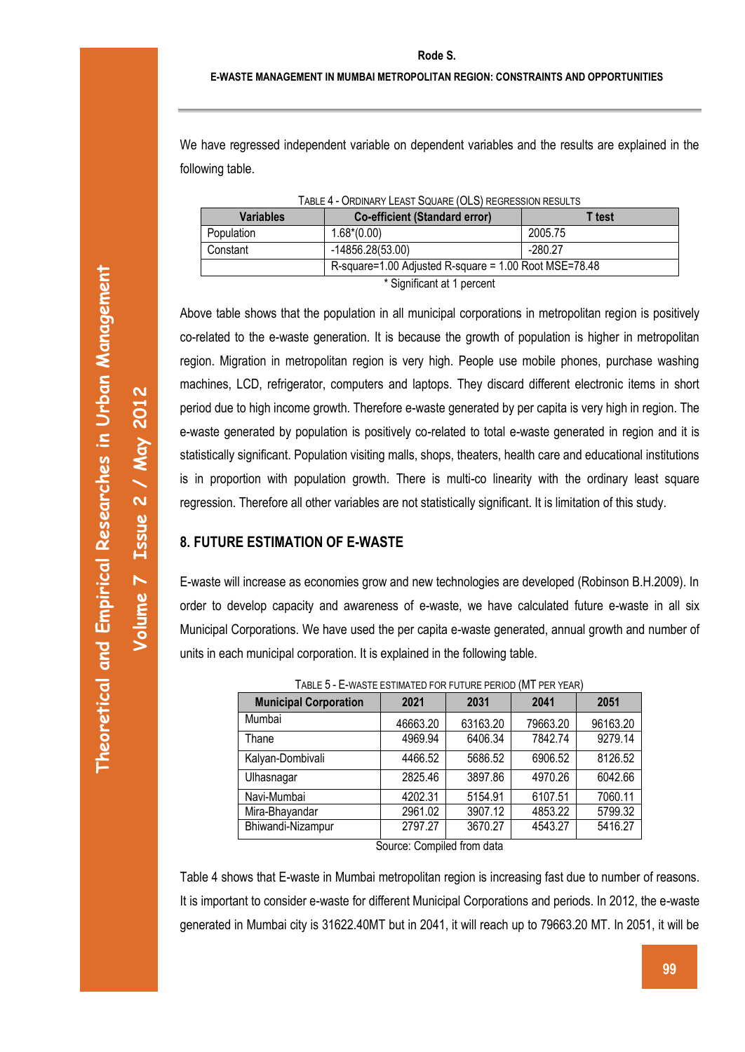We have regressed independent variable on dependent variables and the results are explained in the following table.

TABLE 4 - ORDINARY LEAST SQUARE (OLS) REGRESSION RESULTS

| Variables | Co-efficient (Standard error) | T test |
|---|---|---|
| Population | 1.68*(0.00) | 2005.75 |
| Constant | -14856.28(53.00) | -280.27 |
| | R-square=1.00 Adjusted R-square = 1.00 Root MSE=78.48 | |

\* Significant at 1 percent

Above table shows that the population in all municipal corporations in metropolitan region is positively co-related to the e-waste generation. It is because the growth of population is higher in metropolitan region. Migration in metropolitan region is very high. People use mobile phones, purchase washing machines, LCD, refrigerator, computers and laptops. They discard different electronic items in short period due to high income growth. Therefore e-waste generated by per capita is very high in region. The e-waste generated by population is positively co-related to total e-waste generated in region and it is statistically significant. Population visiting malls, shops, theaters, health care and educational institutions is in proportion with population growth. There is multi-co linearity with the ordinary least square regression. Therefore all other variables are not statistically significant. It is limitation of this study.

## 8. FUTURE ESTIMATION OF E-WASTE

E-waste will increase as economies grow and new technologies are developed (Robinson B.H.2009). In order to develop capacity and awareness of e-waste, we have calculated future e-waste in all six Municipal Corporations. We have used the per capita e-waste generated, annual growth and number of units in each municipal corporation. It is explained in the following table.

TABLE 5 - E-WASTE ESTIMATED FOR FUTURE PERIOD (MT PER YEAR)

| Municipal Corporation | 2021 | 2031 | 2041 | 2051 |
|---|---|---|---|---|
| Mumbai | 46663.20 | 63163.20 | 79663.20 | 96163.20 |
| Thane | 4969.94 | 6406.34 | 7842.74 | 9279.14 |
| Kalyan-Dombivali | 4466.52 | 5686.52 | 6906.52 | 8126.52 |
| Ulhasnagar | 2825.46 | 3897.86 | 4970.26 | 6042.66 |
| Navi-Mumbai | 4202.31 | 5154.91 | 6107.51 | 7060.11 |
| Mira-Bhayandar | 2961.02 | 3907.12 | 4853.22 | 5799.32 |
| Bhiwandi-Nizampur | 2797.27 | 3670.27 | 4543.27 | 5416.27 |

Source: Compiled from data

Table 4 shows that E-waste in Mumbai metropolitan region is increasing fast due to number of reasons. It is important to consider e-waste for different Municipal Corporations and periods. In 2012, the e-waste generated in Mumbai city is 31622.40MT but in 2041, it will reach up to 79663.20 MT. In 2051, it will be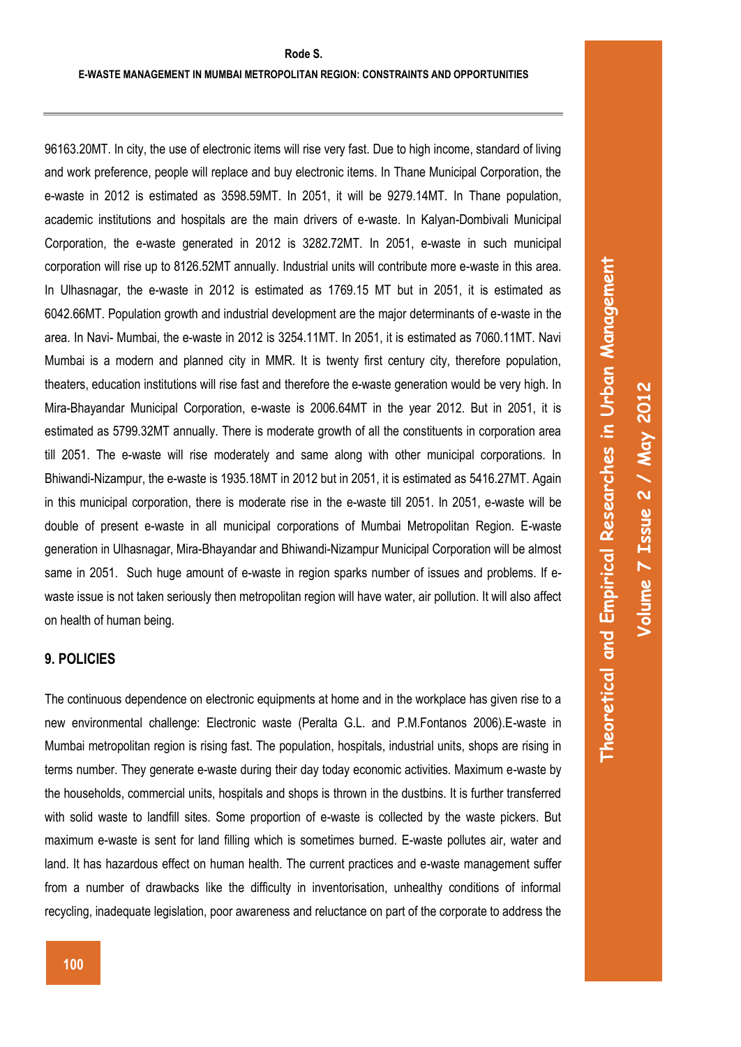96163.20MT. In city, the use of electronic items will rise very fast. Due to high income, standard of living and work preference, people will replace and buy electronic items. In Thane Municipal Corporation, the e-waste in 2012 is estimated as 3598.59MT. In 2051, it will be 9279.14MT. In Thane population, academic institutions and hospitals are the main drivers of e-waste. In Kalyan-Dombivali Municipal Corporation, the e-waste generated in 2012 is 3282.72MT. In 2051, e-waste in such municipal corporation will rise up to 8126.52MT annually. Industrial units will contribute more e-waste in this area. In Ulhasnagar, the e-waste in 2012 is estimated as 1769.15 MT but in 2051, it is estimated as 6042.66MT. Population growth and industrial development are the major determinants of e-waste in the area. In Navi- Mumbai, the e-waste in 2012 is 3254.11MT. In 2051, it is estimated as 7060.11MT. Navi Mumbai is a modern and planned city in MMR. It is twenty first century city, therefore population, theaters, education institutions will rise fast and therefore the e-waste generation would be very high. In Mira-Bhayandar Municipal Corporation, e-waste is 2006.64MT in the year 2012. But in 2051, it is estimated as 5799.32MT annually. There is moderate growth of all the constituents in corporation area till 2051. The e-waste will rise moderately and same along with other municipal corporations. In Bhiwandi-Nizampur, the e-waste is 1935.18MT in 2012 but in 2051, it is estimated as 5416.27MT. Again in this municipal corporation, there is moderate rise in the e-waste till 2051. In 2051, e-waste will be double of present e-waste in all municipal corporations of Mumbai Metropolitan Region. E-waste generation in Ulhasnagar, Mira-Bhayandar and Bhiwandi-Nizampur Municipal Corporation will be almost same in 2051. Such huge amount of e-waste in region sparks number of issues and problems. If e-waste issue is not taken seriously then metropolitan region will have water, air pollution. It will also affect on health of human being.

## 9. POLICIES

The continuous dependence on electronic equipments at home and in the workplace has given rise to a new environmental challenge: Electronic waste (Peralta G.L. and P.M.Fontanos 2006).E-waste in Mumbai metropolitan region is rising fast. The population, hospitals, industrial units, shops are rising in terms number. They generate e-waste during their day today economic activities. Maximum e-waste by the households, commercial units, hospitals and shops is thrown in the dustbins. It is further transferred with solid waste to landfill sites. Some proportion of e-waste is collected by the waste pickers. But maximum e-waste is sent for land filling which is sometimes burned. E-waste pollutes air, water and land. It has hazardous effect on human health. The current practices and e-waste management suffer from a number of drawbacks like the difficulty in inventorisation, unhealthy conditions of informal recycling, inadequate legislation, poor awareness and reluctance on part of the corporate to address the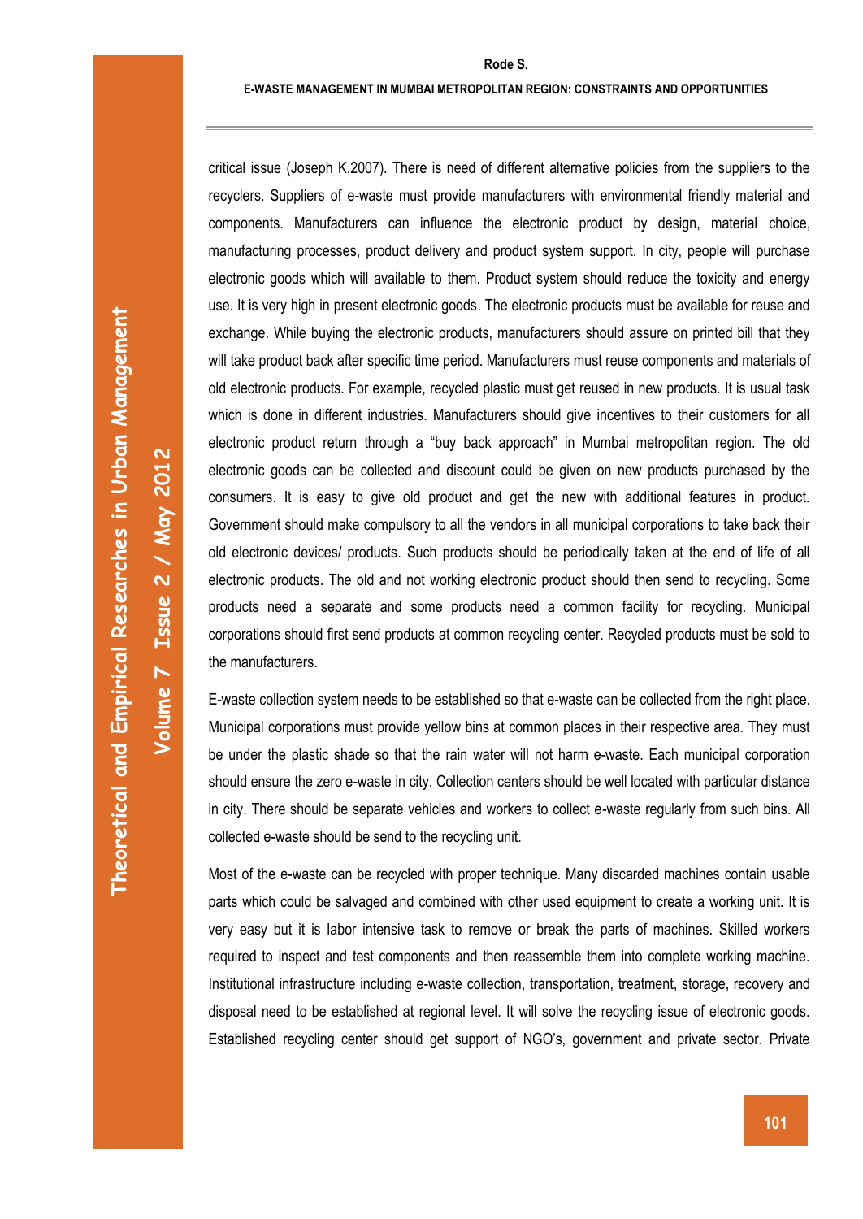critical issue (Joseph K.2007). There is need of different alternative policies from the suppliers to the recyclers. Suppliers of e-waste must provide manufacturers with environmental friendly material and components. Manufacturers can influence the electronic product by design, material choice, manufacturing processes, product delivery and product system support. In city, people will purchase electronic goods which will available to them. Product system should reduce the toxicity and energy use. It is very high in present electronic goods. The electronic products must be available for reuse and exchange. While buying the electronic products, manufacturers should assure on printed bill that they will take product back after specific time period. Manufacturers must reuse components and materials of old electronic products. For example, recycled plastic must get reused in new products. It is usual task which is done in different industries. Manufacturers should give incentives to their customers for all electronic product return through a "buy back approach" in Mumbai metropolitan region. The old electronic goods can be collected and discount could be given on new products purchased by the consumers. It is easy to give old product and get the new with additional features in product. Government should make compulsory to all the vendors in all municipal corporations to take back their old electronic devices/ products. Such products should be periodically taken at the end of life of all electronic products. The old and not working electronic product should then send to recycling. Some products need a separate and some products need a common facility for recycling. Municipal corporations should first send products at common recycling center. Recycled products must be sold to the manufacturers.

E-waste collection system needs to be established so that e-waste can be collected from the right place. Municipal corporations must provide yellow bins at common places in their respective area. They must be under the plastic shade so that the rain water will not harm e-waste. Each municipal corporation should ensure the zero e-waste in city. Collection centers should be well located with particular distance in city. There should be separate vehicles and workers to collect e-waste regularly from such bins. All collected e-waste should be send to the recycling unit.

Most of the e-waste can be recycled with proper technique. Many discarded machines contain usable parts which could be salvaged and combined with other used equipment to create a working unit. It is very easy but it is labor intensive task to remove or break the parts of machines. Skilled workers required to inspect and test components and then reassemble them into complete working machine. Institutional infrastructure including e-waste collection, transportation, treatment, storage, recovery and disposal need to be established at regional level. It will solve the recycling issue of electronic goods. Established recycling center should get support of NGO's, government and private sector. Private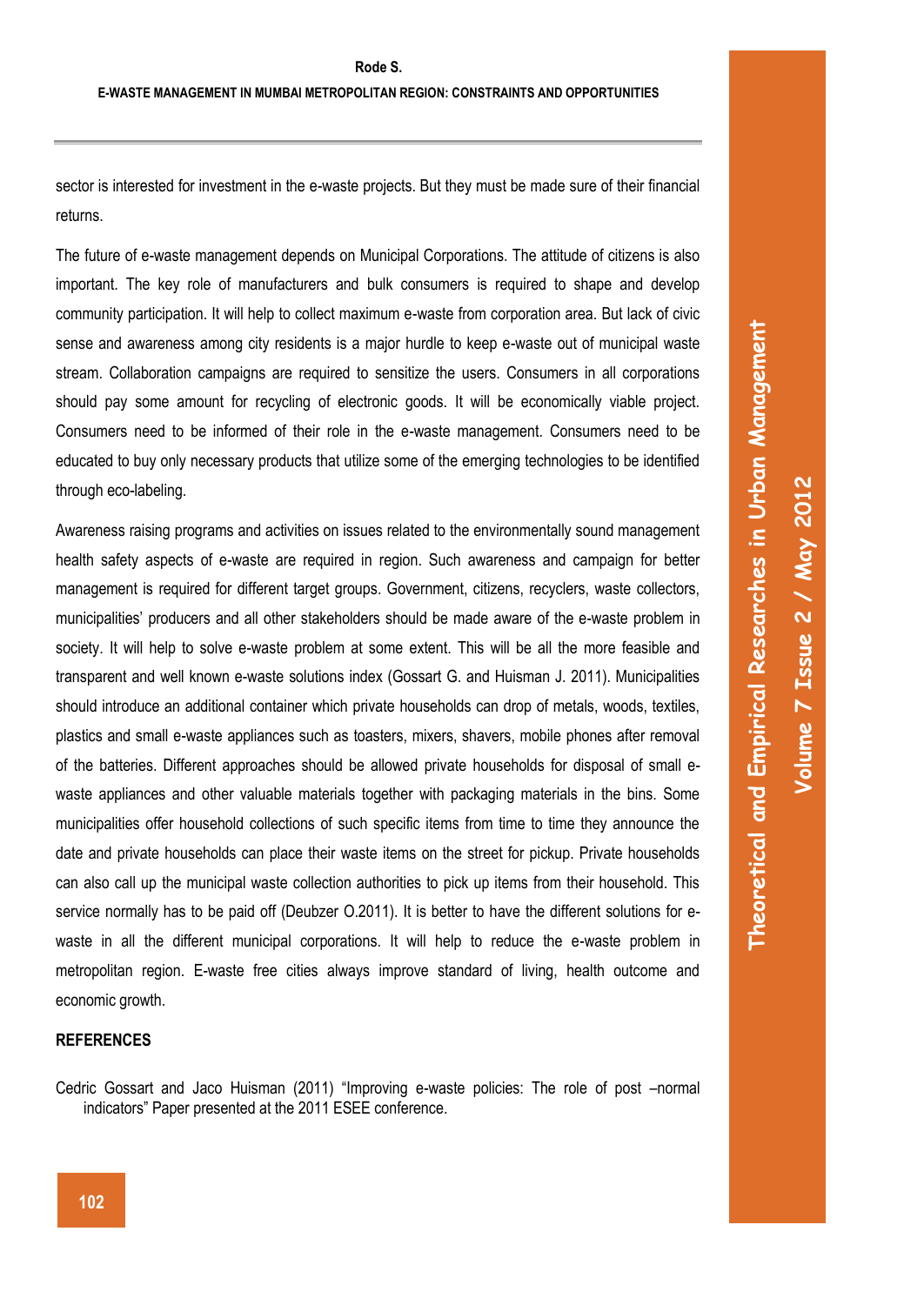sector is interested for investment in the e-waste projects. But they must be made sure of their financial returns.

The future of e-waste management depends on Municipal Corporations. The attitude of citizens is also important. The key role of manufacturers and bulk consumers is required to shape and develop community participation. It will help to collect maximum e-waste from corporation area. But lack of civic sense and awareness among city residents is a major hurdle to keep e-waste out of municipal waste stream. Collaboration campaigns are required to sensitize the users. Consumers in all corporations should pay some amount for recycling of electronic goods. It will be economically viable project. Consumers need to be informed of their role in the e-waste management. Consumers need to be educated to buy only necessary products that utilize some of the emerging technologies to be identified through eco-labeling.

Awareness raising programs and activities on issues related to the environmentally sound management health safety aspects of e-waste are required in region. Such awareness and campaign for better management is required for different target groups. Government, citizens, recyclers, waste collectors, municipalities' producers and all other stakeholders should be made aware of the e-waste problem in society. It will help to solve e-waste problem at some extent. This will be all the more feasible and transparent and well known e-waste solutions index (Gossart G. and Huisman J. 2011). Municipalities should introduce an additional container which private households can drop of metals, woods, textiles, plastics and small e-waste appliances such as toasters, mixers, shavers, mobile phones after removal of the batteries. Different approaches should be allowed private households for disposal of small e-waste appliances and other valuable materials together with packaging materials in the bins. Some municipalities offer household collections of such specific items from time to time they announce the date and private households can place their waste items on the street for pickup. Private households can also call up the municipal waste collection authorities to pick up items from their household. This service normally has to be paid off (Deubzer O.2011). It is better to have the different solutions for e-waste in all the different municipal corporations. It will help to reduce the e-waste problem in metropolitan region. E-waste free cities always improve standard of living, health outcome and economic growth.

## REFERENCES

Cedric Gossart and Jaco Huisman (2011) "Improving e-waste policies: The role of post –normal indicators" Paper presented at the 2011 ESEE conference.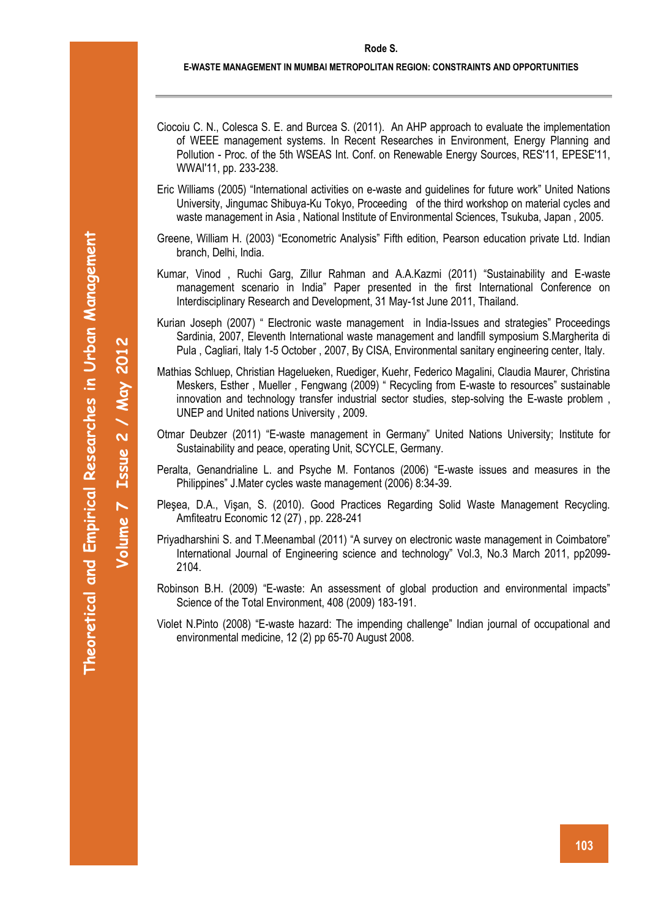Ciocoiu C. N., Colesca S. E. and Burcea S. (2011). An AHP approach to evaluate the implementation of WEEE management systems. In Recent Researches in Environment, Energy Planning and Pollution - Proc. of the 5th WSEAS Int. Conf. on Renewable Energy Sources, RES'11, EPESE'11, WWAI'11, pp. 233-238.

Eric Williams (2005) "International activities on e-waste and guidelines for future work" United Nations University, Jingumac Shibuya-Ku Tokyo, Proceeding of the third workshop on material cycles and waste management in Asia , National Institute of Environmental Sciences, Tsukuba, Japan , 2005.

Greene, William H. (2003) "Econometric Analysis" Fifth edition, Pearson education private Ltd. Indian branch, Delhi, India.

Kumar, Vinod , Ruchi Garg, Zillur Rahman and A.A.Kazmi (2011) "Sustainability and E-waste management scenario in India" Paper presented in the first International Conference on Interdisciplinary Research and Development, 31 May-1st June 2011, Thailand.

Kurian Joseph (2007) " Electronic waste management in India-Issues and strategies" Proceedings Sardinia, 2007, Eleventh International waste management and landfill symposium S.Margherita di Pula , Cagliari, Italy 1-5 October , 2007, By CISA, Environmental sanitary engineering center, Italy.

Mathias Schluep, Christian Hagelueken, Ruediger, Kuehr, Federico Magalini, Claudia Maurer, Christina Meskers, Esther , Mueller , Fengwang (2009) " Recycling from E-waste to resources" sustainable innovation and technology transfer industrial sector studies, step-solving the E-waste problem , UNEP and United nations University , 2009.

Otmar Deubzer (2011) "E-waste management in Germany" United Nations University; Institute for Sustainability and peace, operating Unit, SCYCLE, Germany.

Peralta, Genandrialine L. and Psyche M. Fontanos (2006) "E-waste issues and measures in the Philippines" J.Mater cycles waste management (2006) 8:34-39.

Pleşea, D.A., Vişan, S. (2010). Good Practices Regarding Solid Waste Management Recycling. Amfiteatru Economic 12 (27) , pp. 228-241

Priyadharshini S. and T.Meenambal (2011) "A survey on electronic waste management in Coimbatore" International Journal of Engineering science and technology" Vol.3, No.3 March 2011, pp2099-2104.

Robinson B.H. (2009) "E-waste: An assessment of global production and environmental impacts" Science of the Total Environment, 408 (2009) 183-191.

Violet N.Pinto (2008) "E-waste hazard: The impending challenge" Indian journal of occupational and environmental medicine, 12 (2) pp 65-70 August 2008.